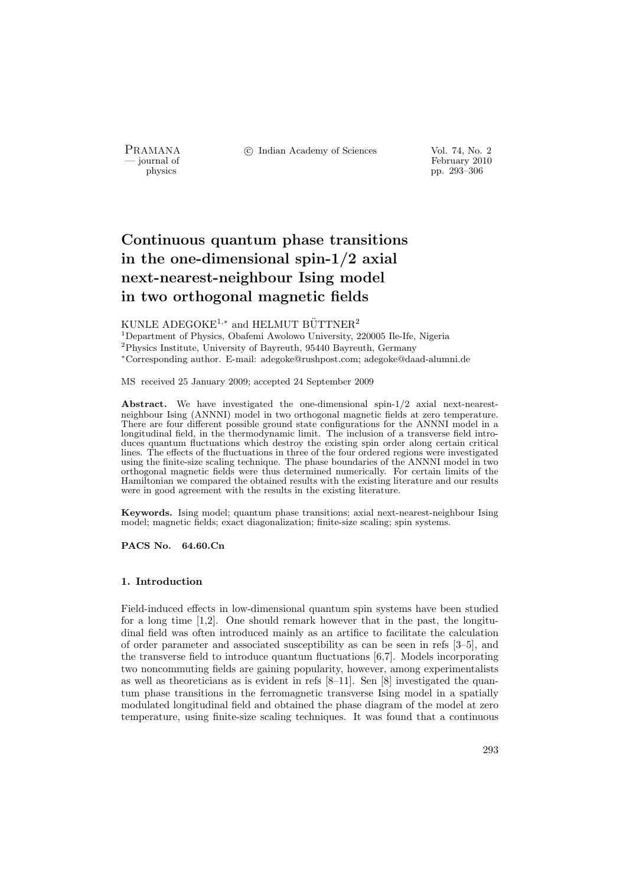# Continuous quantum phase transitions in the one-dimensional spin-1/2 axial next-nearest-neighbour Ising model in two orthogonal magnetic fields

KUNLE ADEGOKE[1,*] and HELMUT BÜTTNER[2]

[1]Department of Physics, Obafemi Awolowo University, 220005 Ile-Ife, Nigeria
[2]Physics Institute, University of Bayreuth, 95440 Bayreuth, Germany
[*]Corresponding author. E-mail: adegoke@rushpost.com; adegoke@daad-alumni.de

MS received 25 January 2009; accepted 24 September 2009

**Abstract.** We have investigated the one-dimensional spin-1/2 axial next-nearest-neighbour Ising (ANNNI) model in two orthogonal magnetic fields at zero temperature. There are four different possible ground state configurations for the ANNNI model in a longitudinal field, in the thermodynamic limit. The inclusion of a transverse field introduces quantum fluctuations which destroy the existing spin order along certain critical lines. The effects of the fluctuations in three of the four ordered regions were investigated using the finite-size scaling technique. The phase boundaries of the ANNNI model in two orthogonal magnetic fields were thus determined numerically. For certain limits of the Hamiltonian we compared the obtained results with the existing literature and our results were in good agreement with the results in the existing literature.

**Keywords.** Ising model; quantum phase transitions; axial next-nearest-neighbour Ising model; magnetic fields; exact diagonalization; finite-size scaling; spin systems.

**PACS No.** 64.60.Cn

## 1. Introduction

Field-induced effects in low-dimensional quantum spin systems have been studied for a long time [1,2]. One should remark however that in the past, the longitudinal field was often introduced mainly as an artifice to facilitate the calculation of order parameter and associated susceptibility as can be seen in refs [3–5], and the transverse field to introduce quantum fluctuations [6,7]. Models incorporating two noncommuting fields are gaining popularity, however, among experimentalists as well as theoreticians as is evident in refs [8–11]. Sen [8] investigated the quantum phase transitions in the ferromagnetic transverse Ising model in a spatially modulated longitudinal field and obtained the phase diagram of the model at zero temperature, using finite-size scaling techniques. It was found that a continuous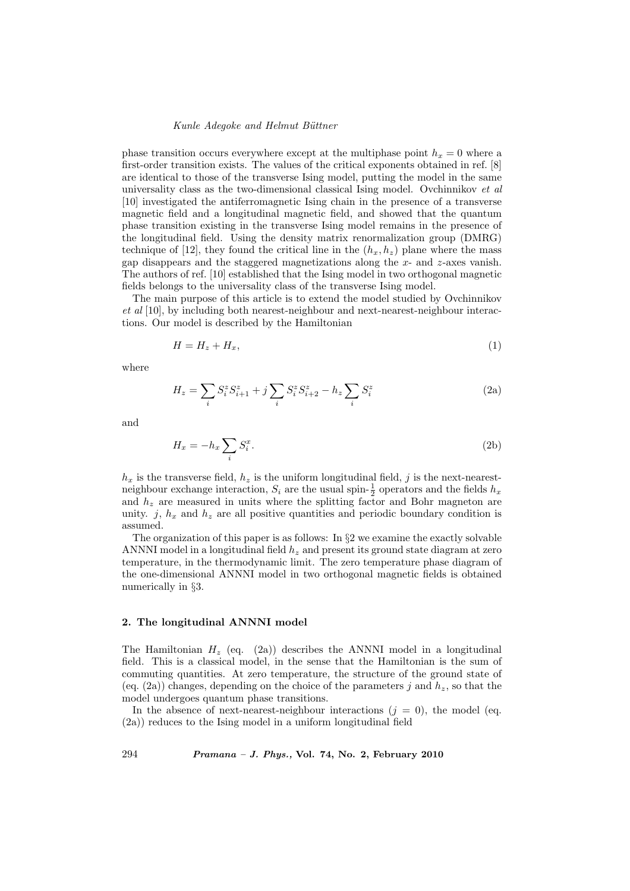phase transition occurs everywhere except at the multiphase point $h_x = 0$ where a first-order transition exists. The values of the critical exponents obtained in ref. [8] are identical to those of the transverse Ising model, putting the model in the same universality class as the two-dimensional classical Ising model. Ovchinnikov *et al* [10] investigated the antiferromagnetic Ising chain in the presence of a transverse magnetic field and a longitudinal magnetic field, and showed that the quantum phase transition existing in the transverse Ising model remains in the presence of the longitudinal field. Using the density matrix renormalization group (DMRG) technique of [12], they found the critical line in the $(h_x, h_z)$ plane where the mass gap disappears and the staggered magnetizations along the $x$- and $z$-axes vanish. The authors of ref. [10] established that the Ising model in two orthogonal magnetic fields belongs to the universality class of the transverse Ising model.

The main purpose of this article is to extend the model studied by Ovchinnikov *et al* [10], by including both nearest-neighbour and next-nearest-neighbour interactions. Our model is described by the Hamiltonian

$$H = H_z + H_x, \tag{1}$$

where

$$H_z = \sum_i S_i^z S_{i+1}^z + j \sum_i S_i^z S_{i+2}^z - h_z \sum_i S_i^z \tag{2a}$$

and

$$H_x = -h_x \sum_i S_i^x. \tag{2b}$$

$h_x$ is the transverse field, $h_z$ is the uniform longitudinal field, $j$ is the next-nearest-neighbour exchange interaction, $S_i$ are the usual spin-$\frac{1}{2}$ operators and the fields $h_x$ and $h_z$ are measured in units where the splitting factor and Bohr magneton are unity. $j$, $h_x$ and $h_z$ are all positive quantities and periodic boundary condition is assumed.

The organization of this paper is as follows: In §2 we examine the exactly solvable ANNNI model in a longitudinal field $h_z$ and present its ground state diagram at zero temperature, in the thermodynamic limit. The zero temperature phase diagram of the one-dimensional ANNNI model in two orthogonal magnetic fields is obtained numerically in §3.

## 2. The longitudinal ANNNI model

The Hamiltonian $H_z$ (eq. (2a)) describes the ANNNI model in a longitudinal field. This is a classical model, in the sense that the Hamiltonian is the sum of commuting quantities. At zero temperature, the structure of the ground state of (eq. (2a)) changes, depending on the choice of the parameters $j$ and $h_z$, so that the model undergoes quantum phase transitions.

In the absence of next-nearest-neighbour interactions ($j = 0$), the model (eq. (2a)) reduces to the Ising model in a uniform longitudinal field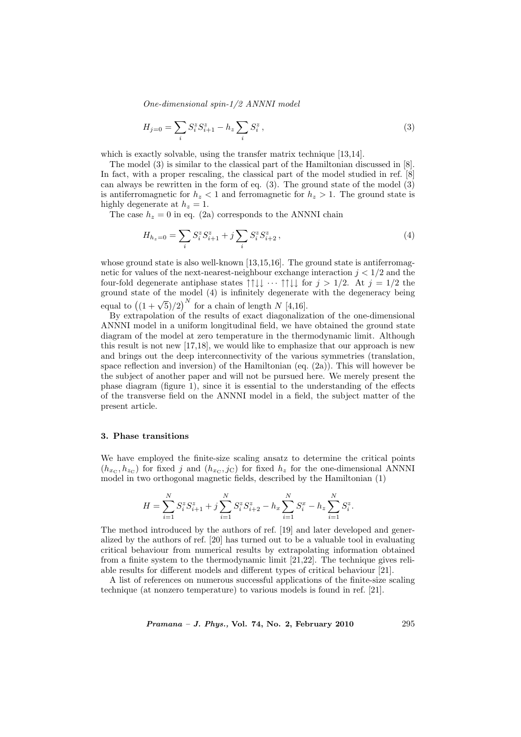$$H_{j=0} = \sum_i S_i^z S_{i+1}^z - h_z \sum_i S_i^z \,, \tag{3}$$

which is exactly solvable, using the transfer matrix technique [13,14].

The model (3) is similar to the classical part of the Hamiltonian discussed in [8]. In fact, with a proper rescaling, the classical part of the model studied in ref. [8] can always be rewritten in the form of eq. (3). The ground state of the model (3) is antiferromagnetic for $h_z < 1$ and ferromagnetic for $h_z > 1$. The ground state is highly degenerate at $h_z = 1$.

The case $h_z = 0$ in eq. (2a) corresponds to the ANNNI chain

$$H_{h_z=0} = \sum_i S_i^z S_{i+1}^z + j \sum_i S_i^z S_{i+2}^z \,, \tag{4}$$

whose ground state is also well-known [13,15,16]. The ground state is antiferromagnetic for values of the next-nearest-neighbour exchange interaction $j < 1/2$ and the four-fold degenerate antiphase states $\uparrow\uparrow\downarrow\downarrow \cdots \uparrow\uparrow\downarrow\downarrow$ for $j > 1/2$. At $j = 1/2$ the ground state of the model (4) is infinitely degenerate with the degeneracy being equal to $\left((1+\sqrt{5})/2\right)^N$ for a chain of length $N$ [4,16].

By extrapolation of the results of exact diagonalization of the one-dimensional ANNNI model in a uniform longitudinal field, we have obtained the ground state diagram of the model at zero temperature in the thermodynamic limit. Although this result is not new [17,18], we would like to emphasize that our approach is new and brings out the deep interconnectivity of the various symmetries (translation, space reflection and inversion) of the Hamiltonian (eq. (2a)). This will however be the subject of another paper and will not be pursued here. We merely present the phase diagram (figure 1), since it is essential to the understanding of the effects of the transverse field on the ANNNI model in a field, the subject matter of the present article.

## 3. Phase transitions

We have employed the finite-size scaling ansatz to determine the critical points $(h_{x_\mathrm{C}}, h_{z_\mathrm{C}})$ for fixed $j$ and $(h_{x_\mathrm{C}}, j_\mathrm{C})$ for fixed $h_z$ for the one-dimensional ANNNI model in two orthogonal magnetic fields, described by the Hamiltonian (1)

$$H = \sum_{i=1}^N S_i^z S_{i+1}^z + j \sum_{i=1}^N S_i^z S_{i+2}^z - h_x \sum_{i=1}^N S_i^x - h_z \sum_{i=1}^N S_i^z.$$

The method introduced by the authors of ref. [19] and later developed and generalized by the authors of ref. [20] has turned out to be a valuable tool in evaluating critical behaviour from numerical results by extrapolating information obtained from a finite system to the thermodynamic limit [21,22]. The technique gives reliable results for different models and different types of critical behaviour [21].

A list of references on numerous successful applications of the finite-size scaling technique (at nonzero temperature) to various models is found in ref. [21].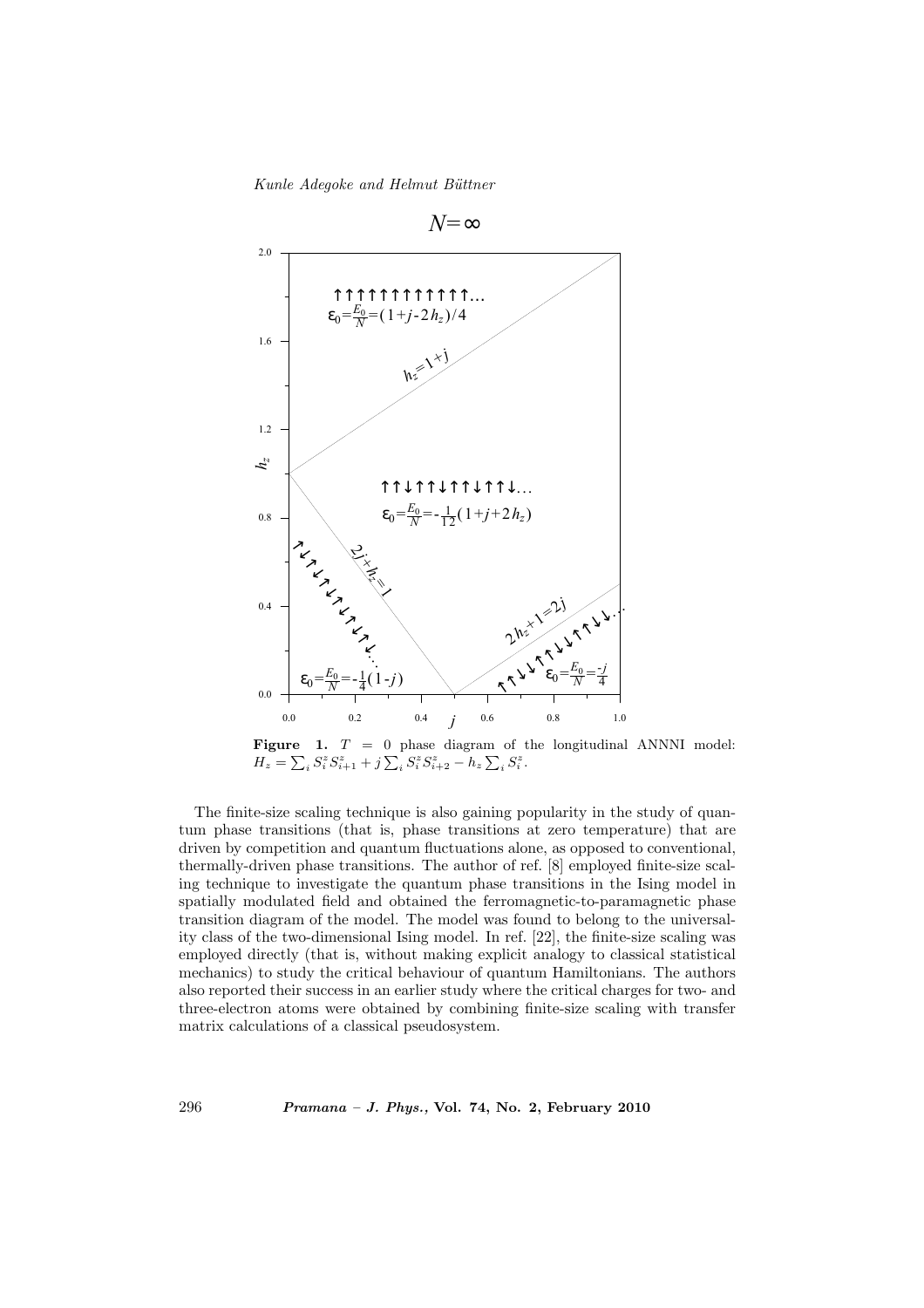**Figure 1.** $T = 0$ phase diagram of the longitudinal ANNNI model: $H_z = \sum_i S_i^z S_{i+1}^z + j \sum_i S_i^z S_{i+2}^z - h_z \sum_i S_i^z$.

The finite-size scaling technique is also gaining popularity in the study of quantum phase transitions (that is, phase transitions at zero temperature) that are driven by competition and quantum fluctuations alone, as opposed to conventional, thermally-driven phase transitions. The author of ref. [8] employed finite-size scaling technique to investigate the quantum phase transitions in the Ising model in spatially modulated field and obtained the ferromagnetic-to-paramagnetic phase transition diagram of the model. The model was found to belong to the universality class of the two-dimensional Ising model. In ref. [22], the finite-size scaling was employed directly (that is, without making explicit analogy to classical statistical mechanics) to study the critical behaviour of quantum Hamiltonians. The authors also reported their success in an earlier study where the critical charges for two- and three-electron atoms were obtained by combining finite-size scaling with transfer matrix calculations of a classical pseudosystem.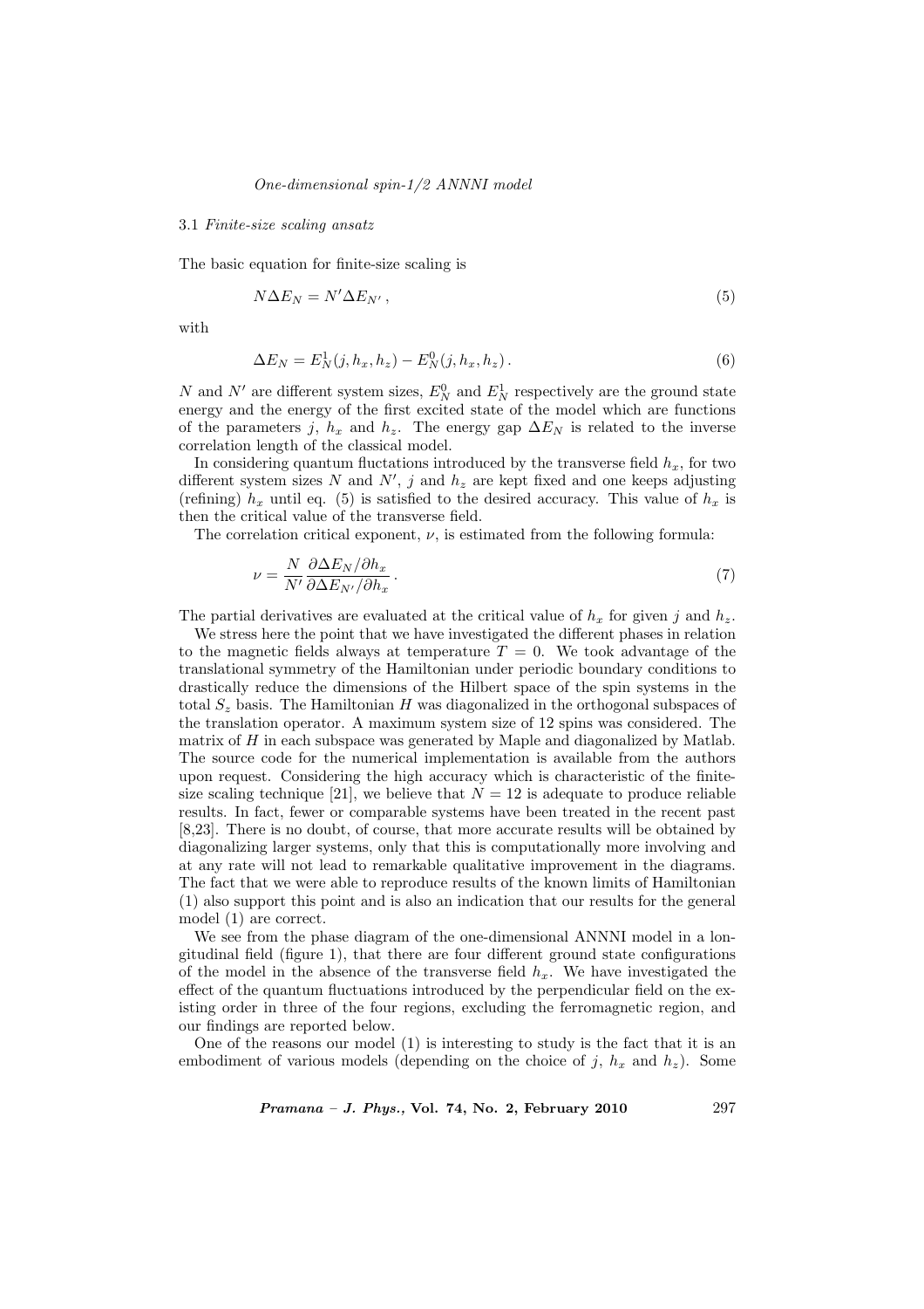### 3.1 *Finite-size scaling ansatz*

The basic equation for finite-size scaling is

$$N\Delta E_N = N'\Delta E_{N'}\,, \tag{5}$$

with

$$\Delta E_N = E_N^1(j,h_x,h_z) - E_N^0(j,h_x,h_z)\,. \tag{6}$$

$N$ and $N'$ are different system sizes, $E_N^0$ and $E_N^1$ respectively are the ground state energy and the energy of the first excited state of the model which are functions of the parameters $j$, $h_x$ and $h_z$. The energy gap $\Delta E_N$ is related to the inverse correlation length of the classical model.

In considering quantum fluctuations introduced by the transverse field $h_x$, for two different system sizes $N$ and $N'$, $j$ and $h_z$ are kept fixed and one keeps adjusting (refining) $h_x$ until eq. (5) is satisfied to the desired accuracy. This value of $h_x$ is then the critical value of the transverse field.

The correlation critical exponent, $\nu$, is estimated from the following formula:

$$\nu = \frac{N}{N'}\frac{\partial \Delta E_N/\partial h_x}{\partial \Delta E_{N'}/\partial h_x}\,. \tag{7}$$

The partial derivatives are evaluated at the critical value of $h_x$ for given $j$ and $h_z$.

We stress here the point that we have investigated the different phases in relation to the magnetic fields always at temperature $T = 0$. We took advantage of the translational symmetry of the Hamiltonian under periodic boundary conditions to drastically reduce the dimensions of the Hilbert space of the spin systems in the total $S_z$ basis. The Hamiltonian $H$ was diagonalized in the orthogonal subspaces of the translation operator. A maximum system size of 12 spins was considered. The matrix of $H$ in each subspace was generated by Maple and diagonalized by Matlab. The source code for the numerical implementation is available from the authors upon request. Considering the high accuracy which is characteristic of the finite-size scaling technique [21], we believe that $N = 12$ is adequate to produce reliable results. In fact, fewer or comparable systems have been treated in the recent past [8,23]. There is no doubt, of course, that more accurate results will be obtained by diagonalizing larger systems, only that this is computationally more involving and at any rate will not lead to remarkable qualitative improvement in the diagrams. The fact that we were able to reproduce results of the known limits of Hamiltonian (1) also support this point and is also an indication that our results for the general model (1) are correct.

We see from the phase diagram of the one-dimensional ANNNI model in a longitudinal field (figure 1), that there are four different ground state configurations of the model in the absence of the transverse field $h_x$. We have investigated the effect of the quantum fluctuations introduced by the perpendicular field on the existing order in three of the four regions, excluding the ferromagnetic region, and our findings are reported below.

One of the reasons our model (1) is interesting to study is the fact that it is an embodiment of various models (depending on the choice of $j$, $h_x$ and $h_z$). Some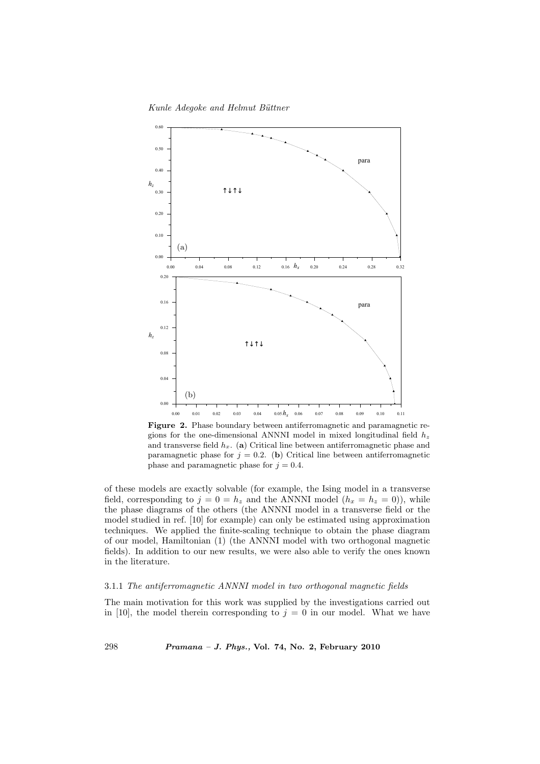**Figure 2.** Phase boundary between antiferromagnetic and paramagnetic regions for the one-dimensional ANNNI model in mixed longitudinal field $h_z$ and transverse field $h_x$. (**a**) Critical line between antiferromagnetic phase and paramagnetic phase for $j = 0.2$. (**b**) Critical line between antiferromagnetic phase and paramagnetic phase for $j = 0.4$.

of these models are exactly solvable (for example, the Ising model in a transverse field, corresponding to $j = 0 = h_z$ and the ANNNI model ($h_x = h_z = 0$)), while the phase diagrams of the others (the ANNNI model in a transverse field or the model studied in ref. [10] for example) can only be estimated using approximation techniques. We applied the finite-scaling technique to obtain the phase diagram of our model, Hamiltonian (1) (the ANNNI model with two orthogonal magnetic fields). In addition to our new results, we were also able to verify the ones known in the literature.

#### 3.1.1 *The antiferromagnetic ANNNI model in two orthogonal magnetic fields*

The main motivation for this work was supplied by the investigations carried out in [10], the model therein corresponding to $j = 0$ in our model. What we have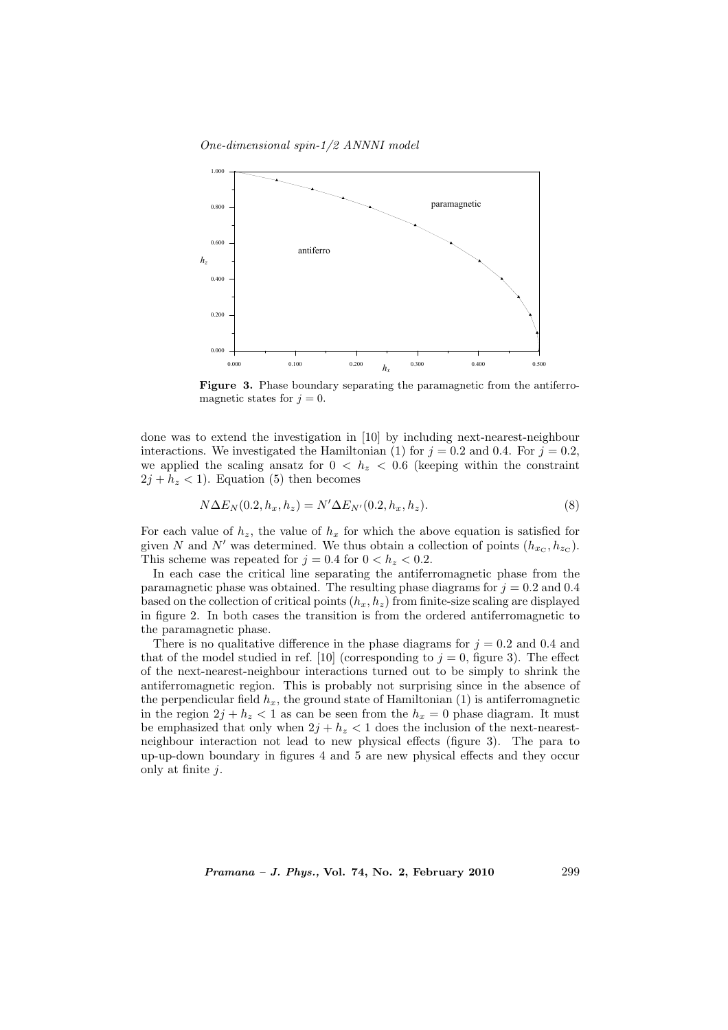**Figure 3.** Phase boundary separating the paramagnetic from the antiferromagnetic states for $j = 0$.

done was to extend the investigation in [10] by including next-nearest-neighbour interactions. We investigated the Hamiltonian (1) for $j = 0.2$ and 0.4. For $j = 0.2$, we applied the scaling ansatz for $0 < h_z < 0.6$ (keeping within the constraint $2j + h_z < 1$). Equation (5) then becomes

$$N\Delta E_N(0.2, h_x, h_z) = N'\Delta E_{N'}(0.2, h_x, h_z). \tag{8}$$

For each value of $h_z$, the value of $h_x$ for which the above equation is satisfied for given $N$ and $N'$ was determined. We thus obtain a collection of points $(h_{x_\mathrm{C}}, h_{z_\mathrm{C}})$. This scheme was repeated for $j = 0.4$ for $0 < h_z < 0.2$.

In each case the critical line separating the antiferromagnetic phase from the paramagnetic phase was obtained. The resulting phase diagrams for $j = 0.2$ and 0.4 based on the collection of critical points $(h_x, h_z)$ from finite-size scaling are displayed in figure 2. In both cases the transition is from the ordered antiferromagnetic to the paramagnetic phase.

There is no qualitative difference in the phase diagrams for $j = 0.2$ and 0.4 and that of the model studied in ref. [10] (corresponding to $j = 0$, figure 3). The effect of the next-nearest-neighbour interactions turned out to be simply to shrink the antiferromagnetic region. This is probably not surprising since in the absence of the perpendicular field $h_x$, the ground state of Hamiltonian (1) is antiferromagnetic in the region $2j + h_z < 1$ as can be seen from the $h_x = 0$ phase diagram. It must be emphasized that only when $2j + h_z < 1$ does the inclusion of the next-nearest-neighbour interaction not lead to new physical effects (figure 3). The para to up-up-down boundary in figures 4 and 5 are new physical effects and they occur only at finite $j$.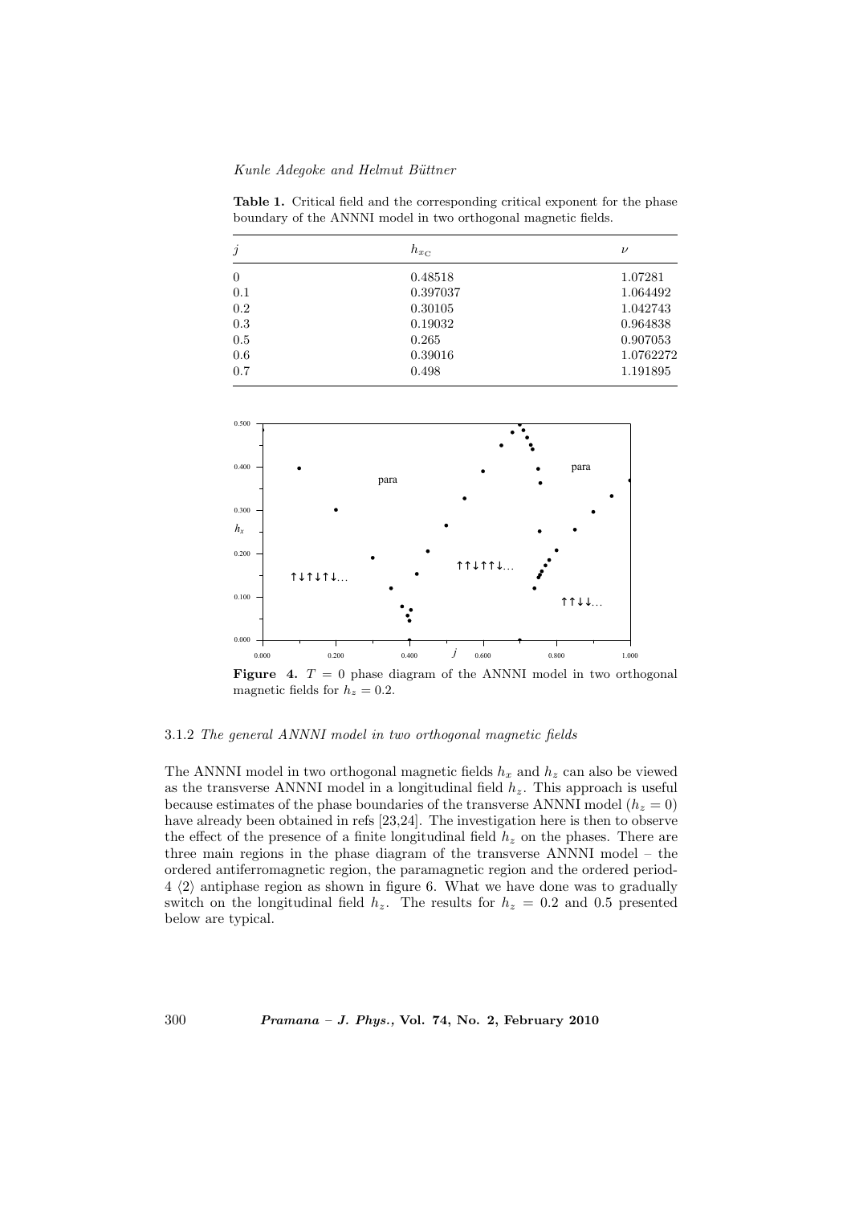**Table 1.** Critical field and the corresponding critical exponent for the phase boundary of the ANNNI model in two orthogonal magnetic fields.

| $j$ | $h_{x_C}$ | $\nu$ |
|---|---|---|
| 0 | 0.48518 | 1.07281 |
| 0.1 | 0.397037 | 1.064492 |
| 0.2 | 0.30105 | 1.042743 |
| 0.3 | 0.19032 | 0.964838 |
| 0.5 | 0.265 | 0.907053 |
| 0.6 | 0.39016 | 1.0762272 |
| 0.7 | 0.498 | 1.191895 |

**Figure 4.** $T = 0$ phase diagram of the ANNNI model in two orthogonal magnetic fields for $h_z = 0.2$.

### 3.1.2 *The general ANNNI model in two orthogonal magnetic fields*

The ANNNI model in two orthogonal magnetic fields $h_x$ and $h_z$ can also be viewed as the transverse ANNNI model in a longitudinal field $h_z$. This approach is useful because estimates of the phase boundaries of the transverse ANNNI model ($h_z = 0$) have already been obtained in refs [23,24]. The investigation here is then to observe the effect of the presence of a finite longitudinal field $h_z$ on the phases. There are three main regions in the phase diagram of the transverse ANNNI model – the ordered antiferromagnetic region, the paramagnetic region and the ordered period-4 $\langle 2 \rangle$ antiphase region as shown in figure 6. What we have done was to gradually switch on the longitudinal field $h_z$. The results for $h_z = 0.2$ and 0.5 presented below are typical.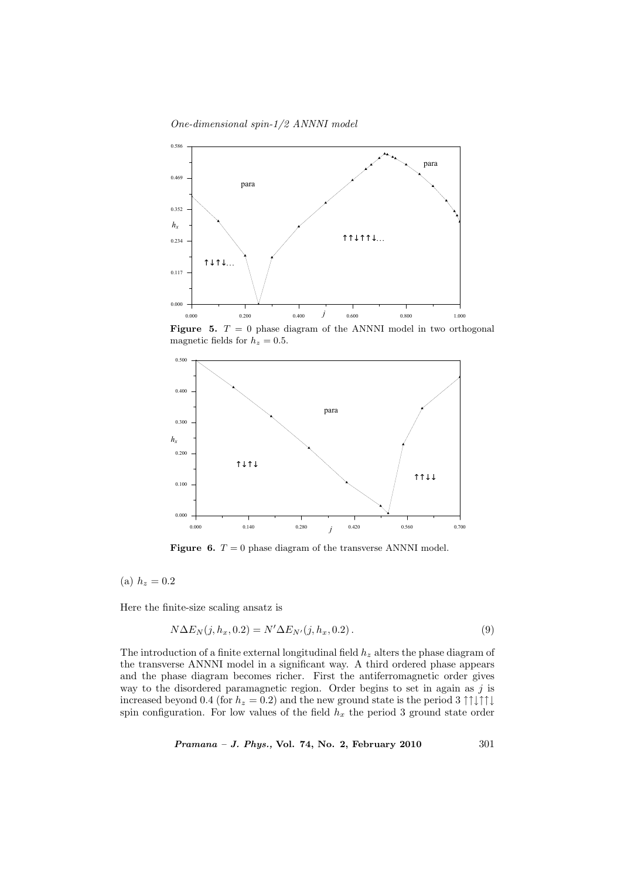**Figure 5.** $T = 0$ phase diagram of the ANNNI model in two orthogonal magnetic fields for $h_z = 0.5$.

**Figure 6.** $T = 0$ phase diagram of the transverse ANNNI model.

(a) $h_z = 0.2$

Here the finite-size scaling ansatz is

$$N\Delta E_N(j, h_x, 0.2) = N'\Delta E_{N'}(j, h_x, 0.2) . \tag{9}$$

The introduction of a finite external longitudinal field $h_z$ alters the phase diagram of the transverse ANNNI model in a significant way. A third ordered phase appears and the phase diagram becomes richer. First the antiferromagnetic order gives way to the disordered paramagnetic region. Order begins to set in again as $j$ is increased beyond 0.4 (for $h_z = 0.2$) and the new ground state is the period 3 ↑↑↓↑↑↓ spin configuration. For low values of the field $h_x$ the period 3 ground state order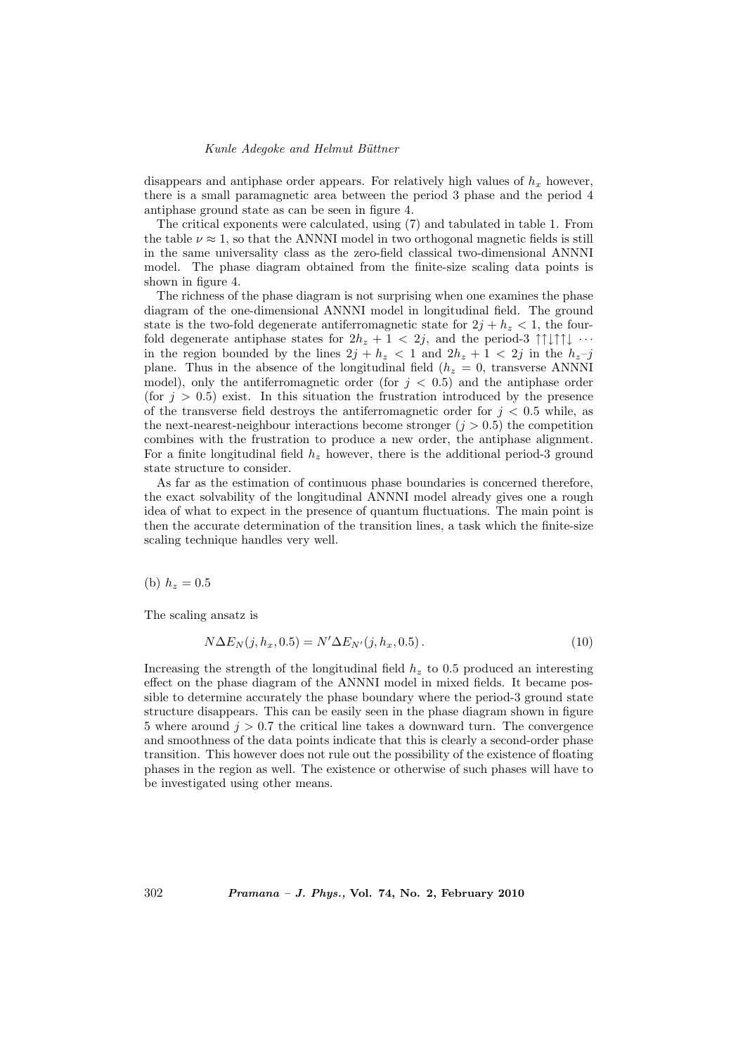disappears and antiphase order appears. For relatively high values of $h_x$ however, there is a small paramagnetic area between the period 3 phase and the period 4 antiphase ground state as can be seen in figure 4.

The critical exponents were calculated, using (7) and tabulated in table 1. From the table $\nu \approx 1$, so that the ANNNI model in two orthogonal magnetic fields is still in the same universality class as the zero-field classical two-dimensional ANNNI model. The phase diagram obtained from the finite-size scaling data points is shown in figure 4.

The richness of the phase diagram is not surprising when one examines the phase diagram of the one-dimensional ANNNI model in longitudinal field. The ground state is the two-fold degenerate antiferromagnetic state for $2j + h_z < 1$, the four-fold degenerate antiphase states for $2h_z + 1 < 2j$, and the period-3 $\uparrow\uparrow\downarrow\uparrow\uparrow\downarrow \cdots$ in the region bounded by the lines $2j + h_z < 1$ and $2h_z + 1 < 2j$ in the $h_z$–$j$ plane. Thus in the absence of the longitudinal field ($h_z = 0$, transverse ANNNI model), only the antiferromagnetic order (for $j < 0.5$) and the antiphase order (for $j > 0.5$) exist. In this situation the frustration introduced by the presence of the transverse field destroys the antiferromagnetic order for $j < 0.5$ while, as the next-nearest-neighbour interactions become stronger ($j > 0.5$) the competition combines with the frustration to produce a new order, the antiphase alignment. For a finite longitudinal field $h_z$ however, there is the additional period-3 ground state structure to consider.

As far as the estimation of continuous phase boundaries is concerned therefore, the exact solvability of the longitudinal ANNNI model already gives one a rough idea of what to expect in the presence of quantum fluctuations. The main point is then the accurate determination of the transition lines, a task which the finite-size scaling technique handles very well.

(b) $h_z = 0.5$

The scaling ansatz is

$$N\Delta E_N(j, h_x, 0.5) = N'\Delta E_{N'}(j, h_x, 0.5)\,. \tag{10}$$

Increasing the strength of the longitudinal field $h_z$ to 0.5 produced an interesting effect on the phase diagram of the ANNNI model in mixed fields. It became possible to determine accurately the phase boundary where the period-3 ground state structure disappears. This can be easily seen in the phase diagram shown in figure 5 where around $j > 0.7$ the critical line takes a downward turn. The convergence and smoothness of the data points indicate that this is clearly a second-order phase transition. This however does not rule out the possibility of the existence of floating phases in the region as well. The existence or otherwise of such phases will have to be investigated using other means.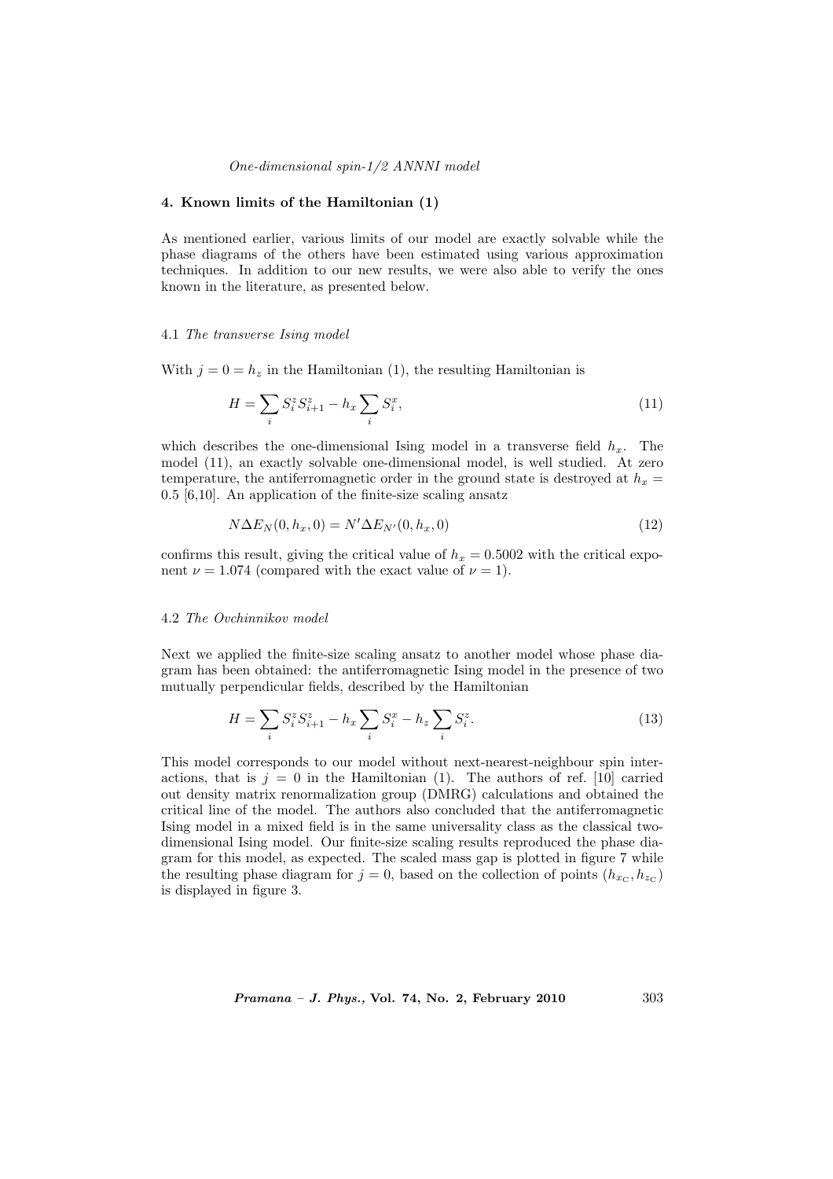## 4. Known limits of the Hamiltonian (1)

As mentioned earlier, various limits of our model are exactly solvable while the phase diagrams of the others have been estimated using various approximation techniques. In addition to our new results, we were also able to verify the ones known in the literature, as presented below.

### 4.1 *The transverse Ising model*

With $j = 0 = h_z$ in the Hamiltonian (1), the resulting Hamiltonian is

$$H = \sum_i S_i^z S_{i+1}^z - h_x \sum_i S_i^x, \tag{11}$$

which describes the one-dimensional Ising model in a transverse field $h_x$. The model (11), an exactly solvable one-dimensional model, is well studied. At zero temperature, the antiferromagnetic order in the ground state is destroyed at $h_x = 0.5$ [6,10]. An application of the finite-size scaling ansatz

$$N\Delta E_N(0, h_x, 0) = N'\Delta E_{N'}(0, h_x, 0) \tag{12}$$

confirms this result, giving the critical value of $h_x = 0.5002$ with the critical exponent $\nu = 1.074$ (compared with the exact value of $\nu = 1$).

### 4.2 *The Ovchinnikov model*

Next we applied the finite-size scaling ansatz to another model whose phase diagram has been obtained: the antiferromagnetic Ising model in the presence of two mutually perpendicular fields, described by the Hamiltonian

$$H = \sum_i S_i^z S_{i+1}^z - h_x \sum_i S_i^x - h_z \sum_i S_i^z. \tag{13}$$

This model corresponds to our model without next-nearest-neighbour spin interactions, that is $j = 0$ in the Hamiltonian (1). The authors of ref. [10] carried out density matrix renormalization group (DMRG) calculations and obtained the critical line of the model. The authors also concluded that the antiferromagnetic Ising model in a mixed field is in the same universality class as the classical two-dimensional Ising model. Our finite-size scaling results reproduced the phase diagram for this model, as expected. The scaled mass gap is plotted in figure 7 while the resulting phase diagram for $j = 0$, based on the collection of points $(h_{x_\mathrm{C}}, h_{z_\mathrm{C}})$ is displayed in figure 3.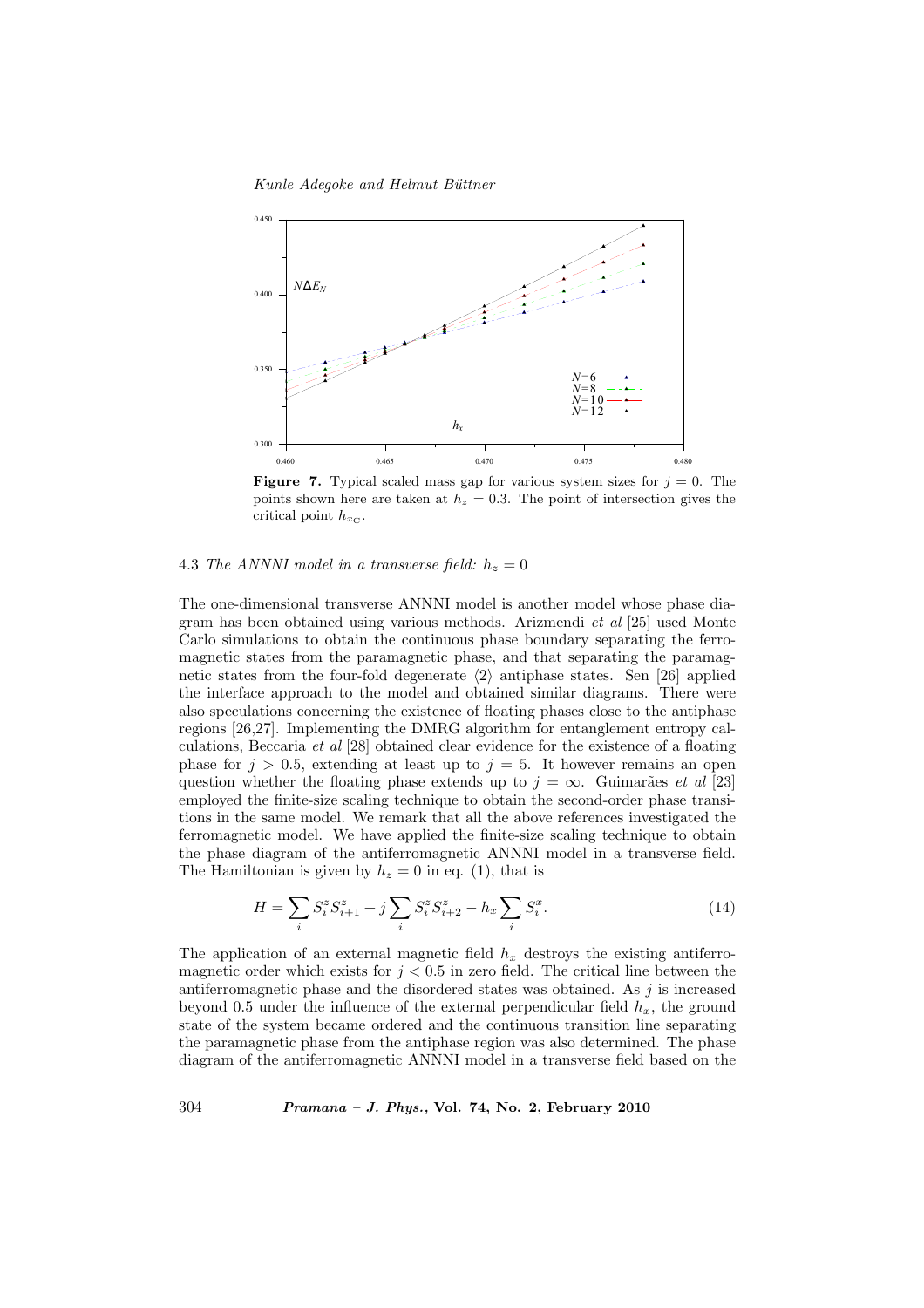**Figure 7.** Typical scaled mass gap for various system sizes for $j = 0$. The points shown here are taken at $h_z = 0.3$. The point of intersection gives the critical point $h_{x_C}$.

### 4.3 *The ANNNI model in a transverse field: $h_z = 0$*

The one-dimensional transverse ANNNI model is another model whose phase diagram has been obtained using various methods. Arizmendi *et al* [25] used Monte Carlo simulations to obtain the continuous phase boundary separating the ferromagnetic states from the paramagnetic phase, and that separating the paramagnetic states from the four-fold degenerate $\langle 2 \rangle$ antiphase states. Sen [26] applied the interface approach to the model and obtained similar diagrams. There were also speculations concerning the existence of floating phases close to the antiphase regions [26,27]. Implementing the DMRG algorithm for entanglement entropy calculations, Beccaria *et al* [28] obtained clear evidence for the existence of a floating phase for $j > 0.5$, extending at least up to $j = 5$. It however remains an open question whether the floating phase extends up to $j = \infty$. Guimarães *et al* [23] employed the finite-size scaling technique to obtain the second-order phase transitions in the same model. We remark that all the above references investigated the ferromagnetic model. We have applied the finite-size scaling technique to obtain the phase diagram of the antiferromagnetic ANNNI model in a transverse field. The Hamiltonian is given by $h_z = 0$ in eq. (1), that is

$$H = \sum_i S_i^z S_{i+1}^z + j \sum_i S_i^z S_{i+2}^z - h_x \sum_i S_i^x. \tag{14}$$

The application of an external magnetic field $h_x$ destroys the existing antiferromagnetic order which exists for $j < 0.5$ in zero field. The critical line between the antiferromagnetic phase and the disordered states was obtained. As $j$ is increased beyond 0.5 under the influence of the external perpendicular field $h_x$, the ground state of the system became ordered and the continuous transition line separating the paramagnetic phase from the antiphase region was also determined. The phase diagram of the antiferromagnetic ANNNI model in a transverse field based on the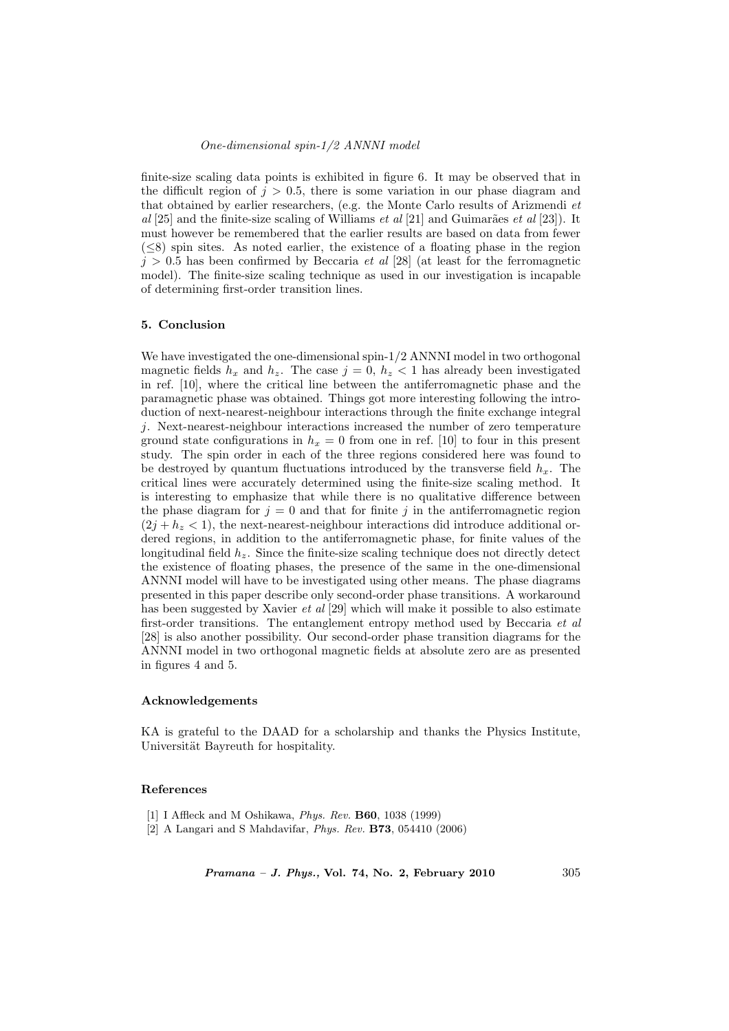finite-size scaling data points is exhibited in figure 6. It may be observed that in the difficult region of $j > 0.5$, there is some variation in our phase diagram and that obtained by earlier researchers, (e.g. the Monte Carlo results of Arizmendi *et al* [25] and the finite-size scaling of Williams *et al* [21] and Guimarães *et al* [23]). It must however be remembered that the earlier results are based on data from fewer ($\leq 8$) spin sites. As noted earlier, the existence of a floating phase in the region $j > 0.5$ has been confirmed by Beccaria *et al* [28] (at least for the ferromagnetic model). The finite-size scaling technique as used in our investigation is incapable of determining first-order transition lines.

## 5. Conclusion

We have investigated the one-dimensional spin-1/2 ANNNI model in two orthogonal magnetic fields $h_x$ and $h_z$. The case $j = 0$, $h_z < 1$ has already been investigated in ref. [10], where the critical line between the antiferromagnetic phase and the paramagnetic phase was obtained. Things got more interesting following the introduction of next-nearest-neighbour interactions through the finite exchange integral $j$. Next-nearest-neighbour interactions increased the number of zero temperature ground state configurations in $h_x = 0$ from one in ref. [10] to four in this present study. The spin order in each of the three regions considered here was found to be destroyed by quantum fluctuations introduced by the transverse field $h_x$. The critical lines were accurately determined using the finite-size scaling method. It is interesting to emphasize that while there is no qualitative difference between the phase diagram for $j = 0$ and that for finite $j$ in the antiferromagnetic region $(2j + h_z < 1)$, the next-nearest-neighbour interactions did introduce additional ordered regions, in addition to the antiferromagnetic phase, for finite values of the longitudinal field $h_z$. Since the finite-size scaling technique does not directly detect the existence of floating phases, the presence of the same in the one-dimensional ANNNI model will have to be investigated using other means. The phase diagrams presented in this paper describe only second-order phase transitions. A workaround has been suggested by Xavier *et al* [29] which will make it possible to also estimate first-order transitions. The entanglement entropy method used by Beccaria *et al* [28] is also another possibility. Our second-order phase transition diagrams for the ANNNI model in two orthogonal magnetic fields at absolute zero are as presented in figures 4 and 5.

### Acknowledgements

KA is grateful to the DAAD for a scholarship and thanks the Physics Institute, Universität Bayreuth for hospitality.

### References

[1] I Affleck and M Oshikawa, *Phys. Rev.* **B60**, 1038 (1999)

[2] A Langari and S Mahdavifar, *Phys. Rev.* **B73**, 054410 (2006)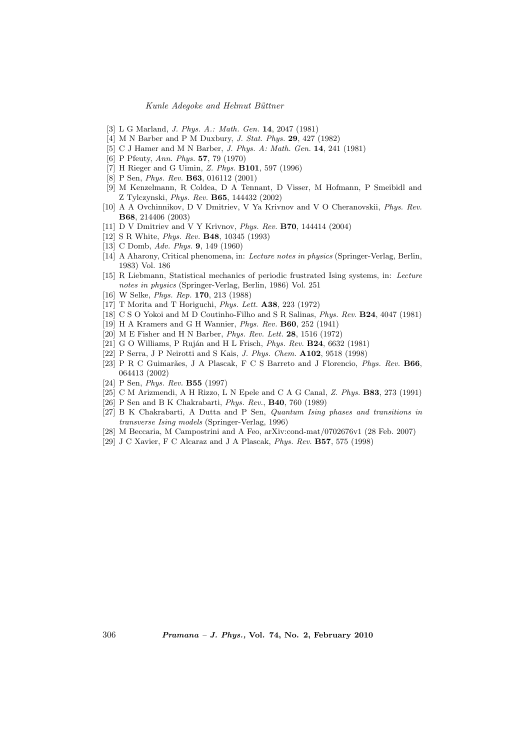[3] L G Marland, *J. Phys. A.: Math. Gen.* **14**, 2047 (1981)

[4] M N Barber and P M Duxbury, *J. Stat. Phys.* **29**, 427 (1982)

[5] C J Hamer and M N Barber, *J. Phys. A: Math. Gen.* **14**, 241 (1981)

[6] P Pfeuty, *Ann. Phys.* **57**, 79 (1970)

[7] H Rieger and G Uimin, *Z. Phys.* **B101**, 597 (1996)

[8] P Sen, *Phys. Rev.* **B63**, 016112 (2001)

[9] M Kenzelmann, R Coldea, D A Tennant, D Visser, M Hofmann, P Smeibidl and Z Tylczynski, *Phys. Rev.* **B65**, 144432 (2002)

[10] A A Ovchinnikov, D V Dmitriev, V Ya Krivnov and V O Cheranovskii, *Phys. Rev.* **B68**, 214406 (2003)

[11] D V Dmitriev and V Y Krivnov, *Phys. Rev.* **B70**, 144414 (2004)

[12] S R White, *Phys. Rev.* **B48**, 10345 (1993)

[13] C Domb, *Adv. Phys.* **9**, 149 (1960)

[14] A Aharony, Critical phenomena, in: *Lecture notes in physics* (Springer-Verlag, Berlin, 1983) Vol. 186

[15] R Liebmann, Statistical mechanics of periodic frustrated Ising systems, in: *Lecture notes in physics* (Springer-Verlag, Berlin, 1986) Vol. 251

[16] W Selke, *Phys. Rep.* **170**, 213 (1988)

[17] T Morita and T Horiguchi, *Phys. Lett.* **A38**, 223 (1972)

[18] C S O Yokoi and M D Coutinho-Filho and S R Salinas, *Phys. Rev.* **B24**, 4047 (1981)

[19] H A Kramers and G H Wannier, *Phys. Rev.* **B60**, 252 (1941)

[20] M E Fisher and H N Barber, *Phys. Rev. Lett.* **28**, 1516 (1972)

[21] G O Williams, P Ruján and H L Frisch, *Phys. Rev.* **B24**, 6632 (1981)

[22] P Serra, J P Neirotti and S Kais, *J. Phys. Chem.* **A102**, 9518 (1998)

[23] P R C Guimarães, J A Plascak, F C S Barreto and J Florencio, *Phys. Rev.* **B66**, 064413 (2002)

[24] P Sen, *Phys. Rev.* **B55** (1997)

[25] C M Arizmendi, A H Rizzo, L N Epele and C A G Canal, *Z. Phys.* **B83**, 273 (1991)

[26] P Sen and B K Chakrabarti, *Phys. Rev.*, **B40**, 760 (1989)

[27] B K Chakrabarti, A Dutta and P Sen, *Quantum Ising phases and transitions in transverse Ising models* (Springer-Verlag, 1996)

[28] M Beccaria, M Campostrini and A Feo, arXiv:cond-mat/0702676v1 (28 Feb. 2007)

[29] J C Xavier, F C Alcaraz and J A Plascak, *Phys. Rev.* **B57**, 575 (1998)